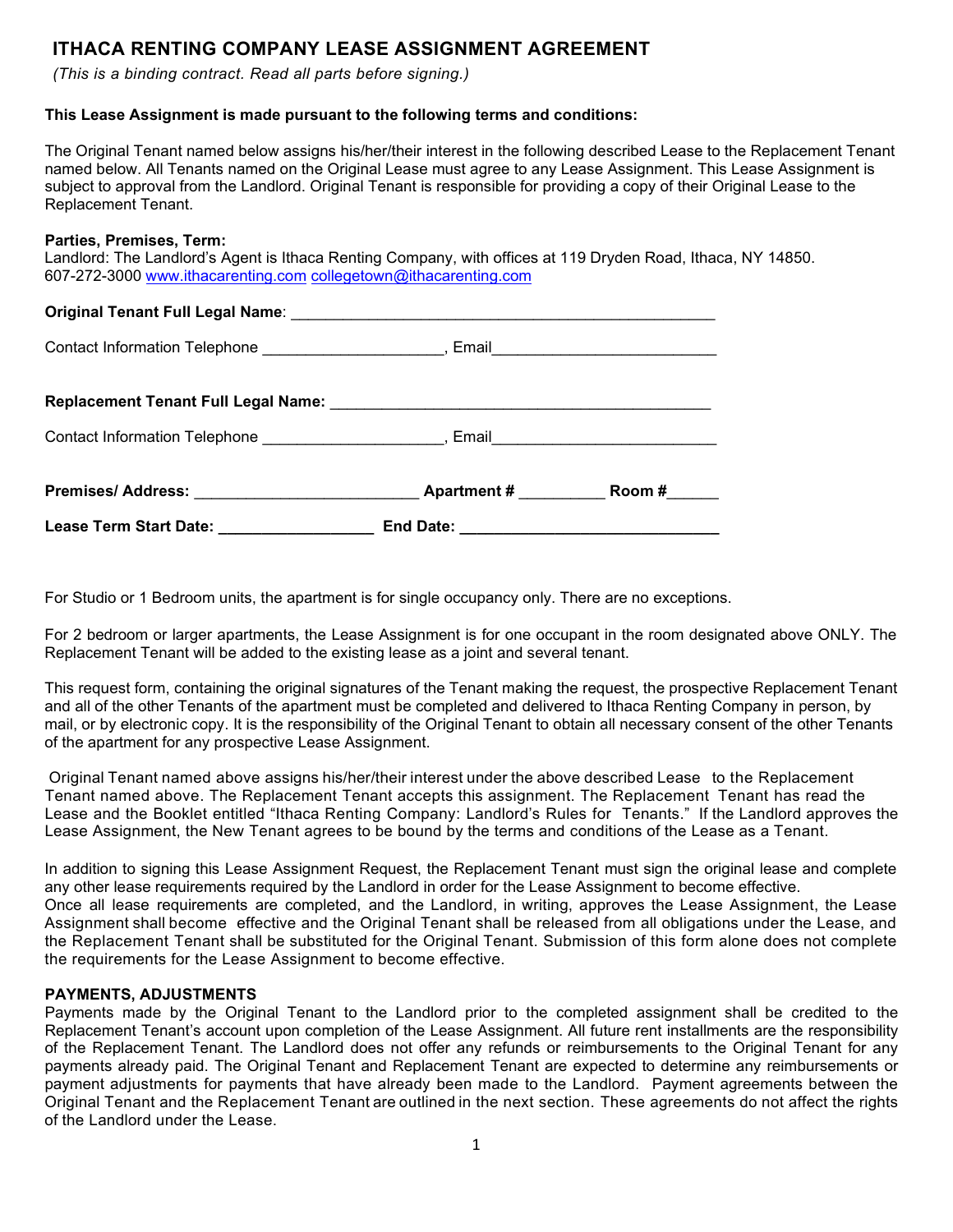# ITHACA RENTING COMPANY LEASE ASSIGNMENT AGREEMENT

*(This is a binding contract. Read all parts before signing.)*

**This Lease Assignment is made pursuant to the following terms and conditions:**

The Original Tenant named below assigns his/her/their interest in the following described Lease to the Replacement Tenant named below. All Tenants named on the Original Lease must agree to any Lease Assignment. This Lease Assignment is subject to approval from the Landlord. Original Tenant is responsible for providing a copy of their Original Lease to the Replacement Tenant.

**Parties, Premises, Term:**
Landlord: The Landlord's Agent is Ithaca Renting Company, with offices at 119 Dryden Road, Ithaca, NY 14850. 607-272-3000 www.ithacarenting.com collegetown@ithacarenting.com

**Original Tenant Full Legal Name**: ________________________________________________

Contact Information Telephone ____________________, Email________________________

**Replacement Tenant Full Legal Name:** __________________________________________

Contact Information Telephone ____________________, Email________________________

**Premises/ Address:** _________________________ **Apartment #** __________ **Room #**______

**Lease Term Start Date:** _________________ **End Date:** _____________________________

For Studio or 1 Bedroom units, the apartment is for single occupancy only. There are no exceptions.

For 2 bedroom or larger apartments, the Lease Assignment is for one occupant in the room designated above ONLY. The Replacement Tenant will be added to the existing lease as a joint and several tenant.

This request form, containing the original signatures of the Tenant making the request, the prospective Replacement Tenant and all of the other Tenants of the apartment must be completed and delivered to Ithaca Renting Company in person, by mail, or by electronic copy. It is the responsibility of the Original Tenant to obtain all necessary consent of the other Tenants of the apartment for any prospective Lease Assignment.

Original Tenant named above assigns his/her/their interest under the above described Lease to the Replacement Tenant named above. The Replacement Tenant accepts this assignment. The Replacement Tenant has read the Lease and the Booklet entitled "Ithaca Renting Company: Landlord's Rules for Tenants." If the Landlord approves the Lease Assignment, the New Tenant agrees to be bound by the terms and conditions of the Lease as a Tenant.

In addition to signing this Lease Assignment Request, the Replacement Tenant must sign the original lease and complete any other lease requirements required by the Landlord in order for the Lease Assignment to become effective.
Once all lease requirements are completed, and the Landlord, in writing, approves the Lease Assignment, the Lease Assignment shall become effective and the Original Tenant shall be released from all obligations under the Lease, and the Replacement Tenant shall be substituted for the Original Tenant. Submission of this form alone does not complete the requirements for the Lease Assignment to become effective.

**PAYMENTS, ADJUSTMENTS**
Payments made by the Original Tenant to the Landlord prior to the completed assignment shall be credited to the Replacement Tenant's account upon completion of the Lease Assignment. All future rent installments are the responsibility of the Replacement Tenant. The Landlord does not offer any refunds or reimbursements to the Original Tenant for any payments already paid. The Original Tenant and Replacement Tenant are expected to determine any reimbursements or payment adjustments for payments that have already been made to the Landlord. Payment agreements between the Original Tenant and the Replacement Tenant are outlined in the next section. These agreements do not affect the rights of the Landlord under the Lease.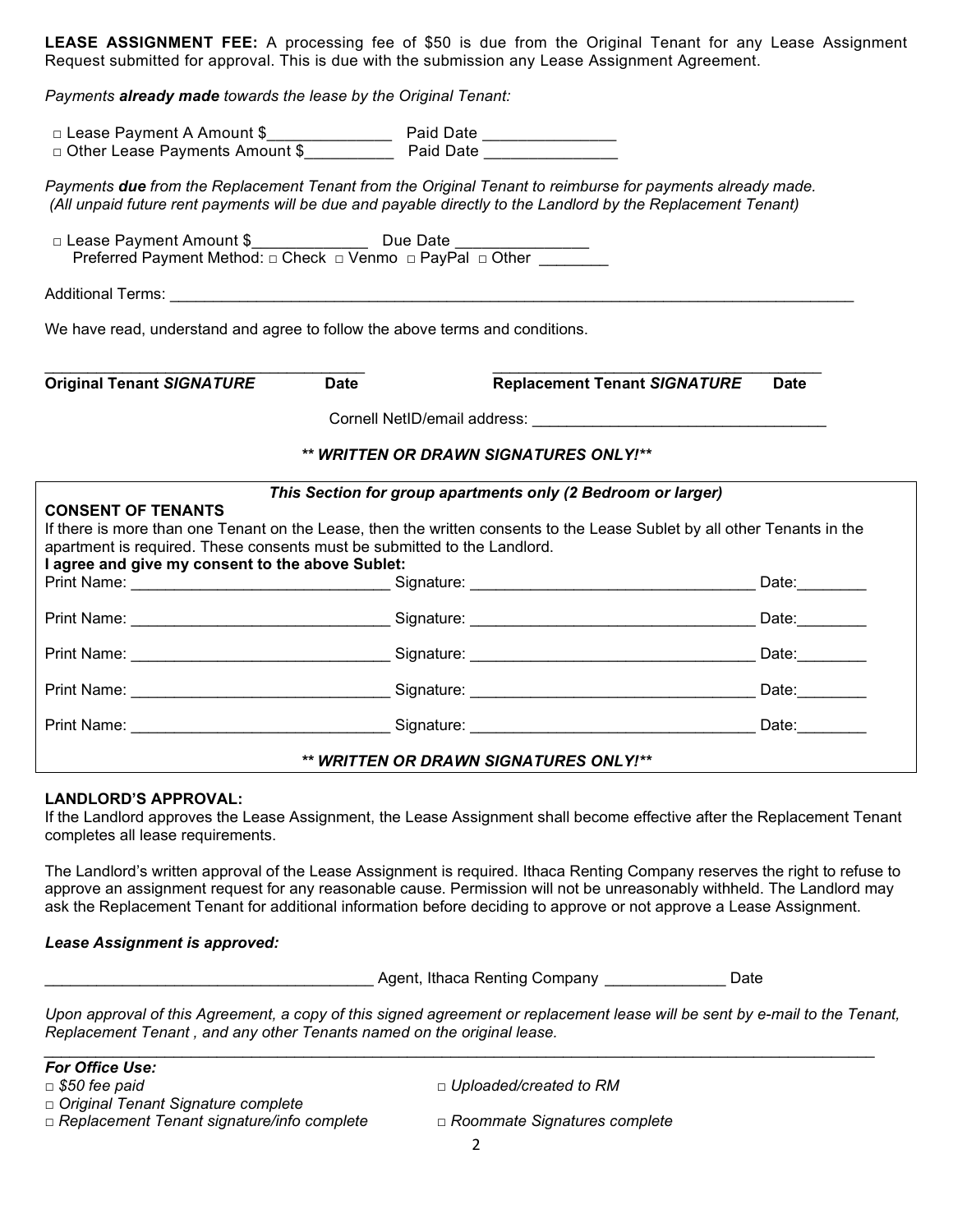**LEASE ASSIGNMENT FEE:** A processing fee of $50 is due from the Original Tenant for any Lease Assignment Request submitted for approval. This is due with the submission any Lease Assignment Agreement.

*Payments **already made** towards the lease by the Original Tenant:*

□ Lease Payment A Amount $______________ Paid Date _______________
□ Other Lease Payments Amount $__________ Paid Date _______________

*Payments **due** from the Replacement Tenant from the Original Tenant to reimburse for payments already made.*
*(All unpaid future rent payments will be due and payable directly to the Landlord by the Replacement Tenant)*

□ Lease Payment Amount $_____________ Due Date _______________
Preferred Payment Method: □ Check □ Venmo □ PayPal □ Other ________

Additional Terms: ____________________________________________________________________________________

We have read, understand and agree to follow the above terms and conditions.

_____________________________________ _____________________________________
**Original Tenant *SIGNATURE* Date** **Replacement Tenant *SIGNATURE* Date**

Cornell NetID/email address: _________________________________

***\*\* WRITTEN OR DRAWN SIGNATURES ONLY!\*\****

***This Section for group apartments only (2 Bedroom or larger)***

**CONSENT OF TENANTS**

If there is more than one Tenant on the Lease, then the written consents to the Lease Sublet by all other Tenants in the apartment is required. These consents must be submitted to the Landlord.

**I agree and give my consent to the above Sublet:**

Print Name: ______________________________ Signature: _________________________________ Date:________

Print Name: ______________________________ Signature: _________________________________ Date:________

Print Name: ______________________________ Signature: _________________________________ Date:________

Print Name: ______________________________ Signature: _________________________________ Date:________

Print Name: ______________________________ Signature: _________________________________ Date:________

***\*\* WRITTEN OR DRAWN SIGNATURES ONLY!\*\****

**LANDLORD'S APPROVAL:**

If the Landlord approves the Lease Assignment, the Lease Assignment shall become effective after the Replacement Tenant completes all lease requirements.

The Landlord's written approval of the Lease Assignment is required. Ithaca Renting Company reserves the right to refuse to approve an assignment request for any reasonable cause. Permission will not be unreasonably withheld. The Landlord may ask the Replacement Tenant for additional information before deciding to approve or not approve a Lease Assignment.

***Lease Assignment is approved:***

_____________________________________ Agent, Ithaca Renting Company ______________ Date

*Upon approval of this Agreement, a copy of this signed agreement or replacement lease will be sent by e-mail to the Tenant, Replacement Tenant , and any other Tenants named on the original lease.*

***For Office Use:***

*□ $50 fee paid*
*□ Original Tenant Signature complete*
*□ Replacement Tenant signature/info complete*
*□ Uploaded/created to RM*
*□ Roommate Signatures complete*